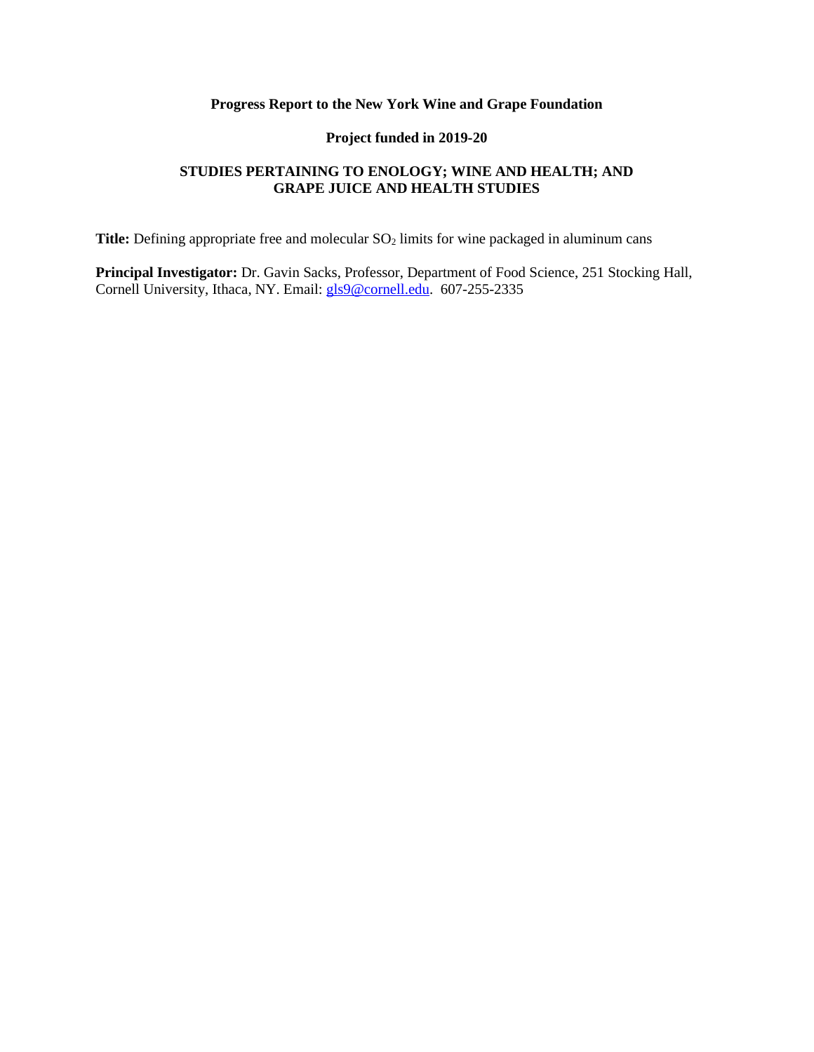**Progress Report to the New York Wine and Grape Foundation**

**Project funded in 2019-20**

**STUDIES PERTAINING TO ENOLOGY; WINE AND HEALTH; AND GRAPE JUICE AND HEALTH STUDIES**

**Title:** Defining appropriate free and molecular $SO_2$ limits for wine packaged in aluminum cans

**Principal Investigator:** Dr. Gavin Sacks, Professor, Department of Food Science, 251 Stocking Hall, Cornell University, Ithaca, NY. Email: gls9@cornell.edu. 607-255-2335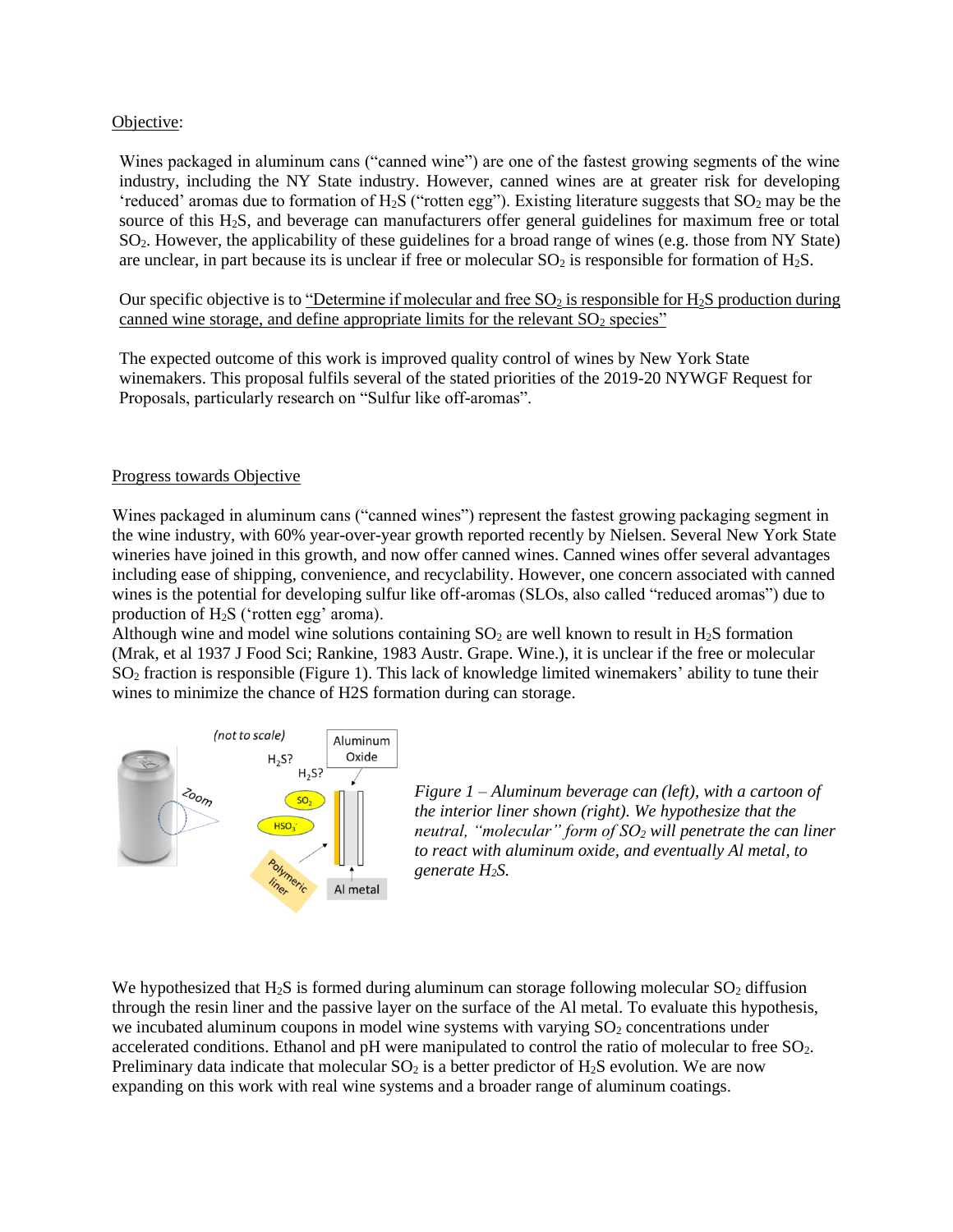Objective:

Wines packaged in aluminum cans ("canned wine") are one of the fastest growing segments of the wine industry, including the NY State industry. However, canned wines are at greater risk for developing 'reduced' aromas due to formation of $H_2S$ ("rotten egg"). Existing literature suggests that $SO_2$ may be the source of this $H_2S$, and beverage can manufacturers offer general guidelines for maximum free or total $SO_2$. However, the applicability of these guidelines for a broad range of wines (e.g. those from NY State) are unclear, in part because its is unclear if free or molecular $SO_2$ is responsible for formation of $H_2S$.

Our specific objective is to "Determine if molecular and free $SO_2$ is responsible for $H_2S$ production during canned wine storage, and define appropriate limits for the relevant $SO_2$ species"

The expected outcome of this work is improved quality control of wines by New York State winemakers. This proposal fulfils several of the stated priorities of the 2019-20 NYWGF Request for Proposals, particularly research on "Sulfur like off-aromas".

Progress towards Objective

Wines packaged in aluminum cans ("canned wines") represent the fastest growing packaging segment in the wine industry, with 60% year-over-year growth reported recently by Nielsen. Several New York State wineries have joined in this growth, and now offer canned wines. Canned wines offer several advantages including ease of shipping, convenience, and recyclability. However, one concern associated with canned wines is the potential for developing sulfur like off-aromas (SLOs, also called "reduced aromas") due to production of $H_2S$ ('rotten egg' aroma).
Although wine and model wine solutions containing $SO_2$ are well known to result in $H_2S$ formation (Mrak, et al 1937 J Food Sci; Rankine, 1983 Austr. Grape. Wine.), it is unclear if the free or molecular $SO_2$ fraction is responsible (Figure 1). This lack of knowledge limited winemakers' ability to tune their wines to minimize the chance of H2S formation during can storage.

(not to scale)

$H_2S$?

$H_2S$?

Aluminum Oxide

Zoom

$SO_2$

$HSO_3^-$

Polymeric liner

Al metal

*Figure 1 – Aluminum beverage can (left), with a cartoon of the interior liner shown (right). We hypothesize that the neutral, "molecular" form of $SO_2$ will penetrate the can liner to react with aluminum oxide, and eventually Al metal, to generate $H_2S$.*

We hypothesized that $H_2S$ is formed during aluminum can storage following molecular $SO_2$ diffusion through the resin liner and the passive layer on the surface of the Al metal. To evaluate this hypothesis, we incubated aluminum coupons in model wine systems with varying $SO_2$ concentrations under accelerated conditions. Ethanol and pH were manipulated to control the ratio of molecular to free $SO_2$. Preliminary data indicate that molecular $SO_2$ is a better predictor of $H_2S$ evolution. We are now expanding on this work with real wine systems and a broader range of aluminum coatings.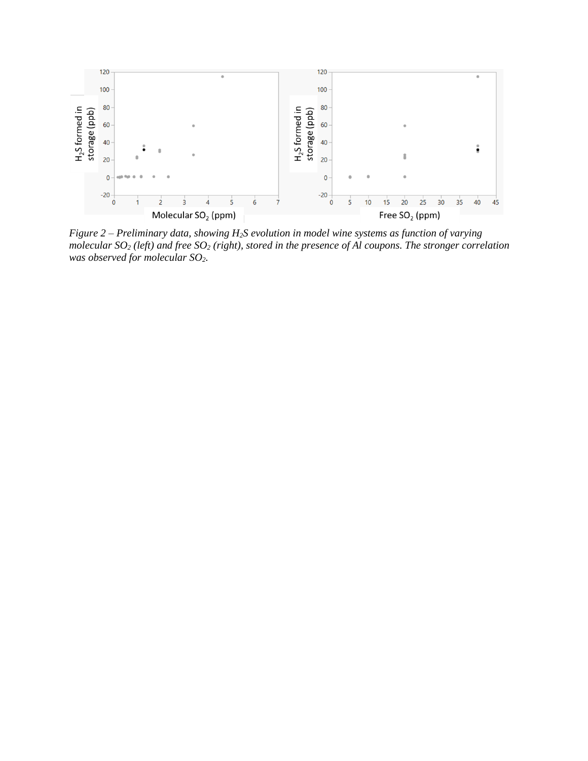120
100
80
60
40
20
0
-20

H$_2$S formed in storage (ppb)

0 1 2 3 4 5 6 7

Molecular SO$_2$ (ppm)

120
100
80
60
40
20
0
-20

H$_2$S formed in storage (ppb)

0 5 10 15 20 25 30 35 40 45

Free SO$_2$ (ppm)

*Figure 2 – Preliminary data, showing $H_2S$ evolution in model wine systems as function of varying molecular $SO_2$ (left) and free $SO_2$ (right), stored in the presence of Al coupons. The stronger correlation was observed for molecular $SO_2$.*